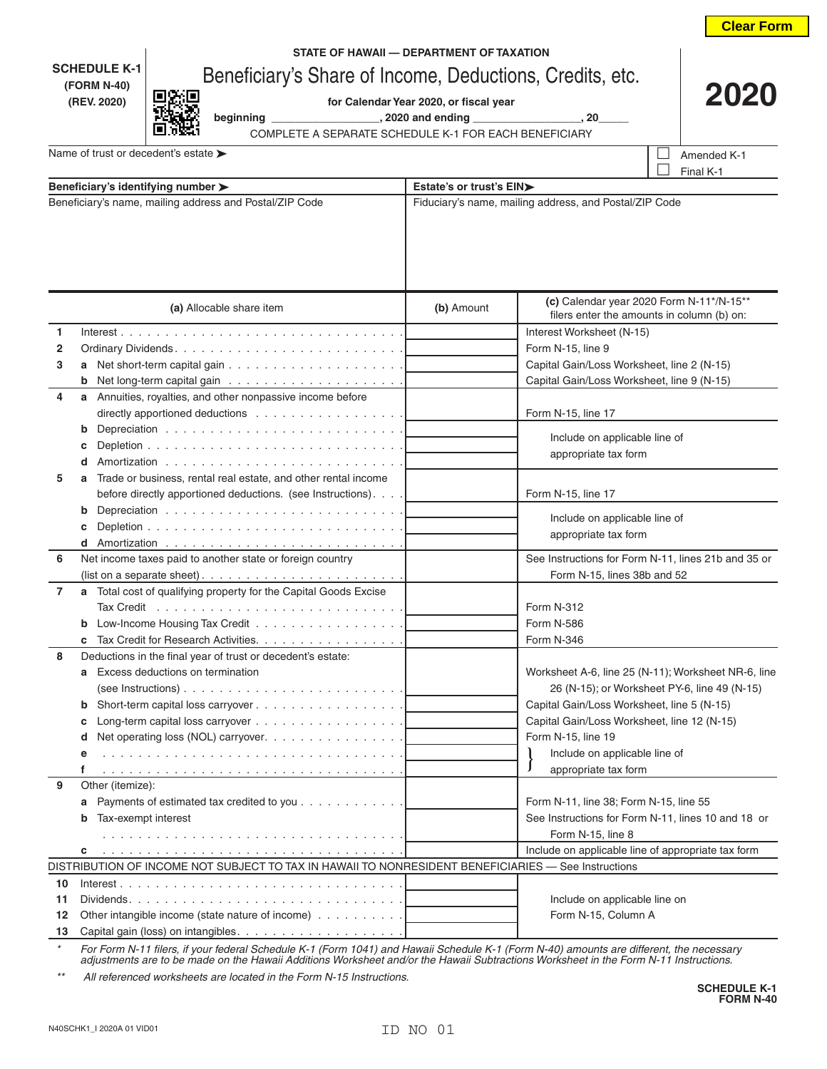Clear Form

**SCHEDULE K-1**
**(FORM N-40)**
**(REV. 2020)**

**STATE OF HAWAII — DEPARTMENT OF TAXATION**

# Beneficiary's Share of Income, Deductions, Credits, etc.

**2020**

**for Calendar Year 2020, or fiscal year**
**beginning \_\_\_\_\_\_\_\_\_\_\_\_\_\_\_\_, 2020 and ending \_\_\_\_\_\_\_\_\_\_\_\_\_\_\_\_, 20\_\_\_\_**

COMPLETE A SEPARATE SCHEDULE K-1 FOR EACH BENEFICIARY

Name of trust or decedent's estate ➤

☐ Amended K-1
☐ Final K-1

| **Beneficiary's identifying number ➤** | **Estate's or trust's EIN➤** |
|---|---|
| Beneficiary's name, mailing address and Postal/ZIP Code | Fiduciary's name, mailing address, and Postal/ZIP Code |

| | | **(a)** Allocable share item | **(b)** Amount | **(c)** Calendar year 2020 Form N-11\*/N-15\*\* filers enter the amounts in column (b) on: |
|---|---|---|---|---|
| 1 | | Interest | | Interest Worksheet (N-15) |
| 2 | | Ordinary Dividends | | Form N-15, line 9 |
| 3 | a | Net short-term capital gain | | Capital Gain/Loss Worksheet, line 2 (N-15) |
| | b | Net long-term capital gain | | Capital Gain/Loss Worksheet, line 9 (N-15) |
| 4 | a | Annuities, royalties, and other nonpassive income before directly apportioned deductions | | Form N-15, line 17 |
| | b | Depreciation | | Include on applicable line of appropriate tax form |
| | c | Depletion | | |
| | d | Amortization | | |
| 5 | a | Trade or business, rental real estate, and other rental income before directly apportioned deductions. (see Instructions) | | Form N-15, line 17 |
| | b | Depreciation | | Include on applicable line of appropriate tax form |
| | c | Depletion | | |
| | d | Amortization | | |
| 6 | | Net income taxes paid to another state or foreign country (list on a separate sheet) | | See Instructions for Form N-11, lines 21b and 35 or Form N-15, lines 38b and 52 |
| 7 | a | Total cost of qualifying property for the Capital Goods Excise Tax Credit | | Form N-312 |
| | b | Low-Income Housing Tax Credit | | Form N-586 |
| | c | Tax Credit for Research Activities | | Form N-346 |
| 8 | | Deductions in the final year of trust or decedent's estate: | | |
| | a | Excess deductions on termination (see Instructions) | | Worksheet A-6, line 25 (N-11); Worksheet NR-6, line 26 (N-15); or Worksheet PY-6, line 49 (N-15) |
| | b | Short-term capital loss carryover | | Capital Gain/Loss Worksheet, line 5 (N-15) |
| | c | Long-term capital loss carryover | | Capital Gain/Loss Worksheet, line 12 (N-15) |
| | d | Net operating loss (NOL) carryover | | Form N-15, line 19 |
| | e | | | Include on applicable line of appropriate tax form |
| | f | | | |
| 9 | | Other (itemize): | | |
| | a | Payments of estimated tax credited to you | | Form N-11, line 38; Form N-15, line 55 |
| | b | Tax-exempt interest | | See Instructions for Form N-11, lines 10 and 18 or Form N-15, line 8 |
| | c | | | Include on applicable line of appropriate tax form |
| | | DISTRIBUTION OF INCOME NOT SUBJECT TO TAX IN HAWAII TO NONRESIDENT BENEFICIARIES — See Instructions | | |
| 10 | | Interest | | Include on applicable line on Form N-15, Column A |
| 11 | | Dividends | | |
| 12 | | Other intangible income (state nature of income) | | |
| 13 | | Capital gain (loss) on intangibles | | |

\* *For Form N-11 filers, if your federal Schedule K-1 (Form 1041) and Hawaii Schedule K-1 (Form N-40) amounts are different, the necessary adjustments are to be made on the Hawaii Additions Worksheet and/or the Hawaii Subtractions Worksheet in the Form N-11 Instructions.*

\*\* *All referenced worksheets are located in the Form N-15 Instructions.*

**SCHEDULE K-1**
**FORM N-40**

N40SCHK1_I 2020A 01 VID01

ID NO 01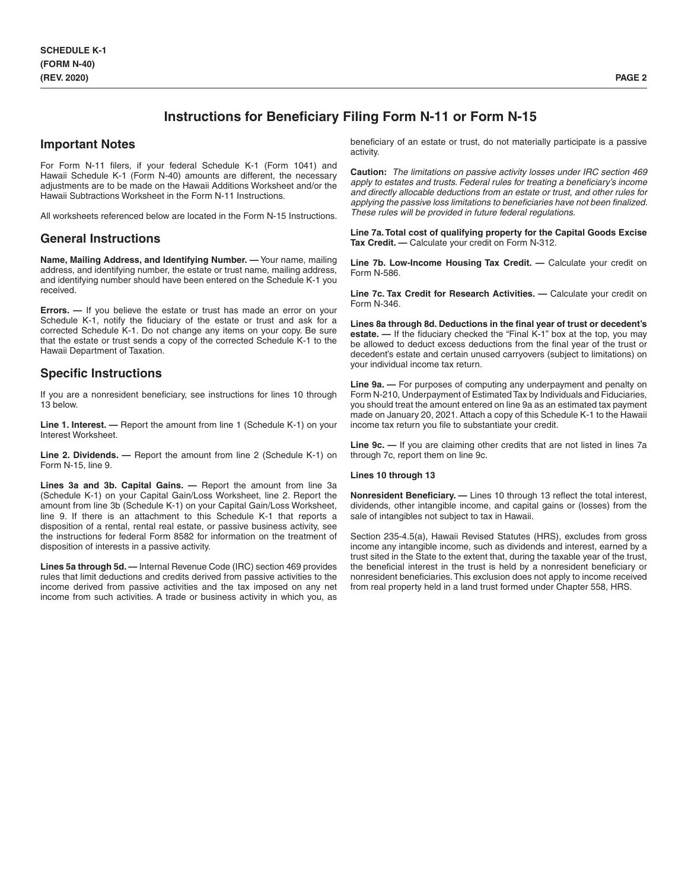# Instructions for Beneficiary Filing Form N-11 or Form N-15

## Important Notes

For Form N-11 filers, if your federal Schedule K-1 (Form 1041) and Hawaii Schedule K-1 (Form N-40) amounts are different, the necessary adjustments are to be made on the Hawaii Additions Worksheet and/or the Hawaii Subtractions Worksheet in the Form N-11 Instructions.

All worksheets referenced below are located in the Form N-15 Instructions.

## General Instructions

**Name, Mailing Address, and Identifying Number. —** Your name, mailing address, and identifying number, the estate or trust name, mailing address, and identifying number should have been entered on the Schedule K-1 you received.

**Errors. —** If you believe the estate or trust has made an error on your Schedule K-1, notify the fiduciary of the estate or trust and ask for a corrected Schedule K-1. Do not change any items on your copy. Be sure that the estate or trust sends a copy of the corrected Schedule K-1 to the Hawaii Department of Taxation.

## Specific Instructions

If you are a nonresident beneficiary, see instructions for lines 10 through 13 below.

**Line 1. Interest. —** Report the amount from line 1 (Schedule K-1) on your Interest Worksheet.

**Line 2. Dividends. —** Report the amount from line 2 (Schedule K-1) on Form N-15, line 9.

**Lines 3a and 3b. Capital Gains. —** Report the amount from line 3a (Schedule K-1) on your Capital Gain/Loss Worksheet, line 2. Report the amount from line 3b (Schedule K-1) on your Capital Gain/Loss Worksheet, line 9. If there is an attachment to this Schedule K-1 that reports a disposition of a rental, rental real estate, or passive business activity, see the instructions for federal Form 8582 for information on the treatment of disposition of interests in a passive activity.

**Lines 5a through 5d. —** Internal Revenue Code (IRC) section 469 provides rules that limit deductions and credits derived from passive activities to the income derived from passive activities and the tax imposed on any net income from such activities. A trade or business activity in which you, as beneficiary of an estate or trust, do not materially participate is a passive activity.

**Caution:** *The limitations on passive activity losses under IRC section 469 apply to estates and trusts. Federal rules for treating a beneficiary's income and directly allocable deductions from an estate or trust, and other rules for applying the passive loss limitations to beneficiaries have not been finalized. These rules will be provided in future federal regulations.*

**Line 7a. Total cost of qualifying property for the Capital Goods Excise Tax Credit. —** Calculate your credit on Form N-312.

**Line 7b. Low-Income Housing Tax Credit. —** Calculate your credit on Form N-586.

**Line 7c. Tax Credit for Research Activities. —** Calculate your credit on Form N-346.

**Lines 8a through 8d. Deductions in the final year of trust or decedent's estate. —** If the fiduciary checked the "Final K-1" box at the top, you may be allowed to deduct excess deductions from the final year of the trust or decedent's estate and certain unused carryovers (subject to limitations) on your individual income tax return.

**Line 9a. —** For purposes of computing any underpayment and penalty on Form N-210, Underpayment of Estimated Tax by Individuals and Fiduciaries, you should treat the amount entered on line 9a as an estimated tax payment made on January 20, 2021. Attach a copy of this Schedule K-1 to the Hawaii income tax return you file to substantiate your credit.

**Line 9c. —** If you are claiming other credits that are not listed in lines 7a through 7c, report them on line 9c.

**Lines 10 through 13**

**Nonresident Beneficiary. —** Lines 10 through 13 reflect the total interest, dividends, other intangible income, and capital gains or (losses) from the sale of intangibles not subject to tax in Hawaii.

Section 235-4.5(a), Hawaii Revised Statutes (HRS), excludes from gross income any intangible income, such as dividends and interest, earned by a trust sited in the State to the extent that, during the taxable year of the trust, the beneficial interest in the trust is held by a nonresident beneficiary or nonresident beneficiaries. This exclusion does not apply to income received from real property held in a land trust formed under Chapter 558, HRS.